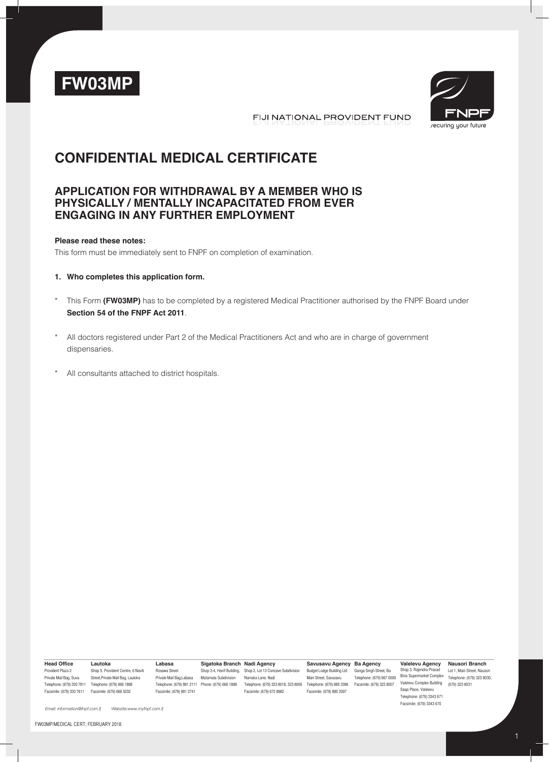# FW03MP

FIJI NATIONAL PROVIDENT FUND

FNPF
securing your future

# CONFIDENTIAL MEDICAL CERTIFICATE

## APPLICATION FOR WITHDRAWAL BY A MEMBER WHO IS PHYSICALLY / MENTALLY INCAPACITATED FROM EVER ENGAGING IN ANY FURTHER EMPLOYMENT

**Please read these notes:**

This form must be immediately sent to FNPF on completion of examination.

**1. Who completes this application form.**

* This Form **(FW03MP)** has to be completed by a registered Medical Practitioner authorised by the FNPF Board under **Section 54 of the FNPF Act 2011**.

* All doctors registered under Part 2 of the Medical Practitioners Act and who are in charge of government dispensaries.

* All consultants attached to district hospitals.

**Head Office**
Provident Plaza 2
Private Mail Bag, Suva
Telephone: (679) 330 7811
Facsimile: (679) 330 7611

**Lautoka**
Shop 5, Provident Centre, 6 Naviti Street,Private Mail Bag, Lautoka
Telephone: (679) 666 1888
Facsimile: (679) 666 5232

**Labasa**
Rosawa Street
Private Mail Bag,Labasa
Telephone: (679) 881 2111
Facsimile: (679) 881 2741

**Sigatoka Branch**
Shop 3-4, Hanif Building, Matamata Subdivision
Phone: (679) 666 1888

**Nadi Agency**
Shop 2, Lot 13 Concave Subdivision
Namaka Lane, Nadi
Telephone: (679) 323 8018, 323 8006
Facsimile: (679) 672 8982

**Savusavu Agency**
Budget Lodge Building Ltd
Main Street, Savusavu
Telephone: (679) 885 3396
Facsimile: (679) 885 3397

**Ba Agency**
Ganga Singh Street, Ba
Telephone: (679) 667 0009
Facsimile: (679) 323 8007

**Valelevu Agency**
Shop 3, Rajendra Prasad Bros Supermarket Complex
Valelevu Complex Building
Saqa Place, Valelevu
Telephone: (679) 3343 671
Facsimile: (679) 3343 670

**Nausori Branch**
Lot 1, Main Street, Nausori
Telephone: (679) 323 8030, (679) 323 8031

*Email: information@fnpf.com.fj Website:www.myfnpf.com.fj*

FW03MP/MEDICAL CERT; FEBRUARY 2018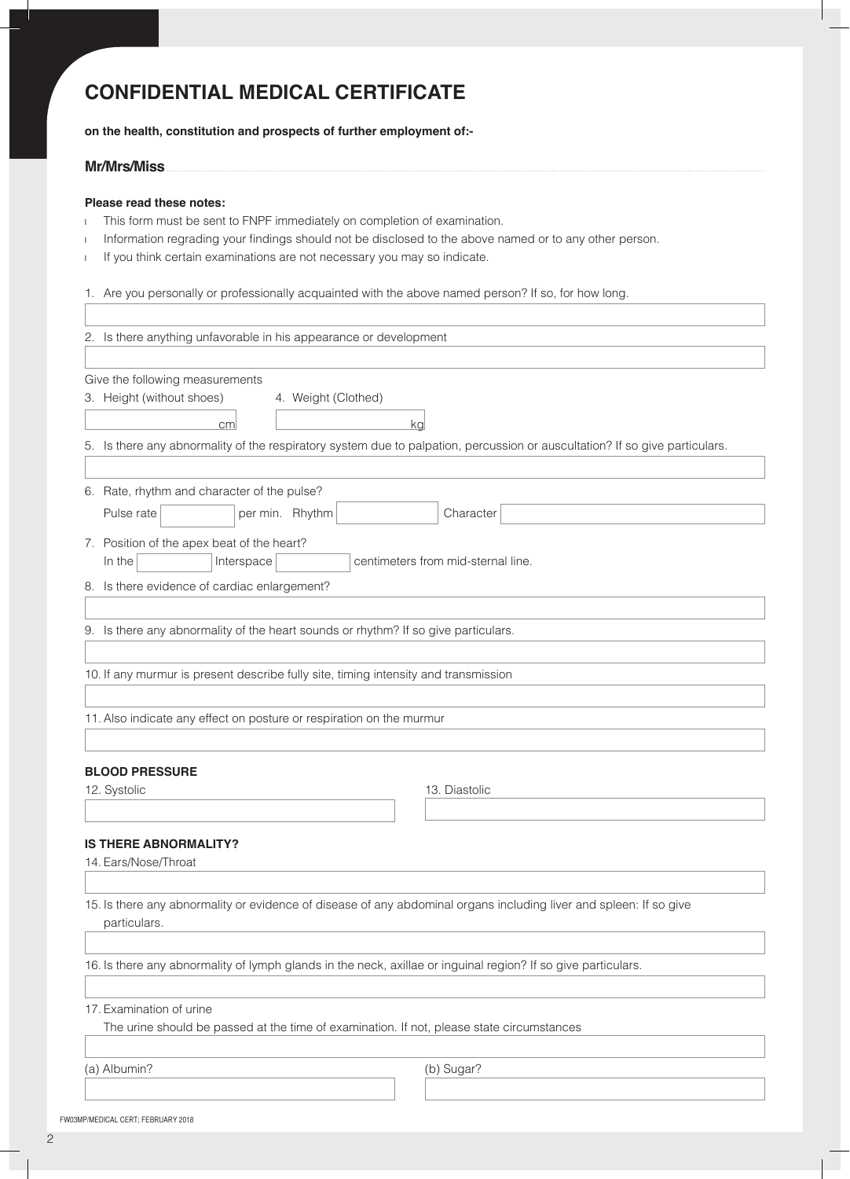# CONFIDENTIAL MEDICAL CERTIFICATE

**on the health, constitution and prospects of further employment of:-**

**Mr/Mrs/Miss** ..............................................................................................................................

**Please read these notes:**

- This form must be sent to FNPF immediately on completion of examination.
- Information regrading your findings should not be disclosed to the above named or to any other person.
- If you think certain examinations are not necessary you may so indicate.

1. Are you personally or professionally acquainted with the above named person? If so, for how long.

2. Is there anything unfavorable in his appearance or development

Give the following measurements

3. Height (without shoes) ______ cm

4. Weight (Clothed) ______ kg

5. Is there any abnormality of the respiratory system due to palpation, percussion or auscultation? If so give particulars.

6. Rate, rhythm and character of the pulse?

Pulse rate ______ per min. Rhythm ______ Character ______

7. Position of the apex beat of the heart?

In the ______ Interspace ______ centimeters from mid-sternal line.

8. Is there evidence of cardiac enlargement?

9. Is there any abnormality of the heart sounds or rhythm? If so give particulars.

10. If any murmur is present describe fully site, timing intensity and transmission

11. Also indicate any effect on posture or respiration on the murmur

**BLOOD PRESSURE**

12. Systolic

13. Diastolic

**IS THERE ABNORMALITY?**

14. Ears/Nose/Throat

15. Is there any abnormality or evidence of disease of any abdominal organs including liver and spleen: If so give particulars.

16. Is there any abnormality of lymph glands in the neck, axillae or inguinal region? If so give particulars.

17. Examination of urine

The urine should be passed at the time of examination. If not, please state circumstances

(a) Albumin?

(b) Sugar?

FW03MP/MEDICAL CERT; FEBRUARY 2018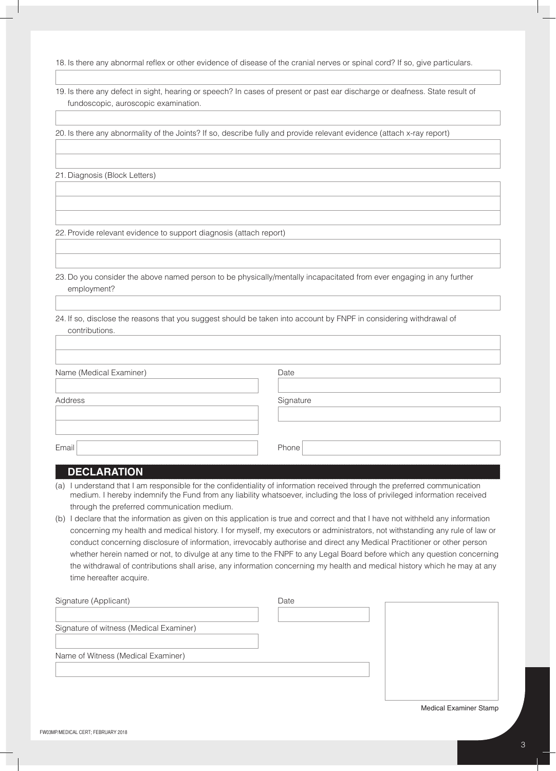18. Is there any abnormal reflex or other evidence of disease of the cranial nerves or spinal cord? If so, give particulars.

19. Is there any defect in sight, hearing or speech? In cases of present or past ear discharge or deafness. State result of fundoscopic, auroscopic examination.

20. Is there any abnormality of the Joints? If so, describe fully and provide relevant evidence (attach x-ray report)

21. Diagnosis (Block Letters)

22. Provide relevant evidence to support diagnosis (attach report)

23. Do you consider the above named person to be physically/mentally incapacitated from ever engaging in any further employment?

24. If so, disclose the reasons that you suggest should be taken into account by FNPF in considering withdrawal of contributions.

Name (Medical Examiner)

Date

Address

Signature

Email

Phone

## DECLARATION

(a) I understand that I am responsible for the confidentiality of information received through the preferred communication medium. I hereby indemnify the Fund from any liability whatsoever, including the loss of privileged information received through the preferred communication medium.

(b) I declare that the information as given on this application is true and correct and that I have not withheld any information concerning my health and medical history. I for myself, my executors or administrators, not withstanding any rule of law or conduct concerning disclosure of information, irrevocably authorise and direct any Medical Practitioner or other person whether herein named or not, to divulge at any time to the FNPF to any Legal Board before which any question concerning the withdrawal of contributions shall arise, any information concerning my health and medical history which he may at any time hereafter acquire.

Signature (Applicant)

Date

Signature of witness (Medical Examiner)

Name of Witness (Medical Examiner)

Medical Examiner Stamp

FW03MP/MEDICAL CERT; FEBRUARY 2018